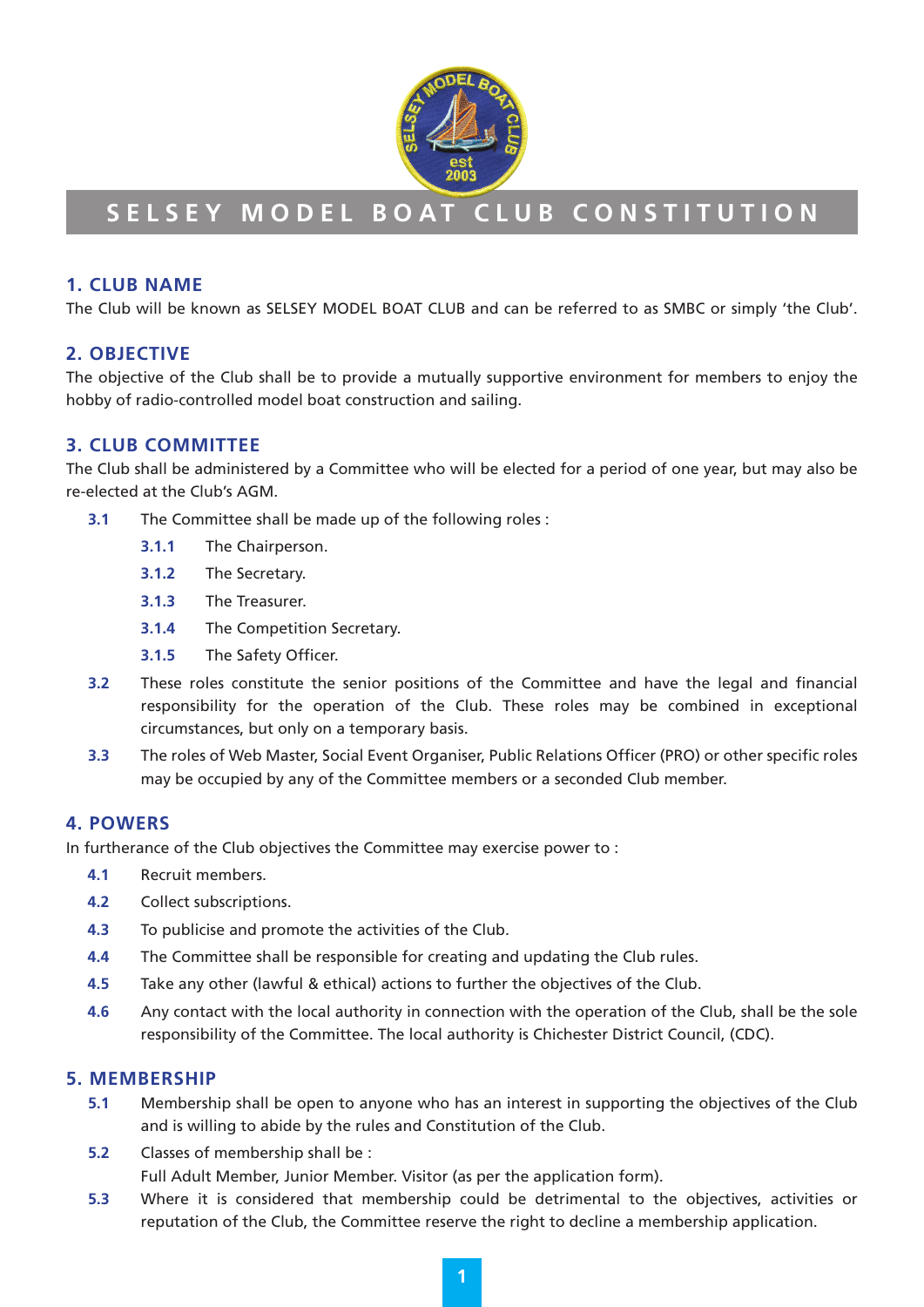# SELSEY MODEL BOAT CLUB CONSTITUTION

## 1. CLUB NAME

The Club will be known as SELSEY MODEL BOAT CLUB and can be referred to as SMBC or simply 'the Club'.

## 2. OBJECTIVE

The objective of the Club shall be to provide a mutually supportive environment for members to enjoy the hobby of radio-controlled model boat construction and sailing.

## 3. CLUB COMMITTEE

The Club shall be administered by a Committee who will be elected for a period of one year, but may also be re-elected at the Club's AGM.

**3.1** The Committee shall be made up of the following roles :

- **3.1.1** The Chairperson.
- **3.1.2** The Secretary.
- **3.1.3** The Treasurer.
- **3.1.4** The Competition Secretary.
- **3.1.5** The Safety Officer.

**3.2** These roles constitute the senior positions of the Committee and have the legal and financial responsibility for the operation of the Club. These roles may be combined in exceptional circumstances, but only on a temporary basis.

**3.3** The roles of Web Master, Social Event Organiser, Public Relations Officer (PRO) or other specific roles may be occupied by any of the Committee members or a seconded Club member.

## 4. POWERS

In furtherance of the Club objectives the Committee may exercise power to :

**4.1** Recruit members.

**4.2** Collect subscriptions.

**4.3** To publicise and promote the activities of the Club.

**4.4** The Committee shall be responsible for creating and updating the Club rules.

**4.5** Take any other (lawful & ethical) actions to further the objectives of the Club.

**4.6** Any contact with the local authority in connection with the operation of the Club, shall be the sole responsibility of the Committee. The local authority is Chichester District Council, (CDC).

## 5. MEMBERSHIP

**5.1** Membership shall be open to anyone who has an interest in supporting the objectives of the Club and is willing to abide by the rules and Constitution of the Club.

**5.2** Classes of membership shall be :
Full Adult Member, Junior Member. Visitor (as per the application form).

**5.3** Where it is considered that membership could be detrimental to the objectives, activities or reputation of the Club, the Committee reserve the right to decline a membership application.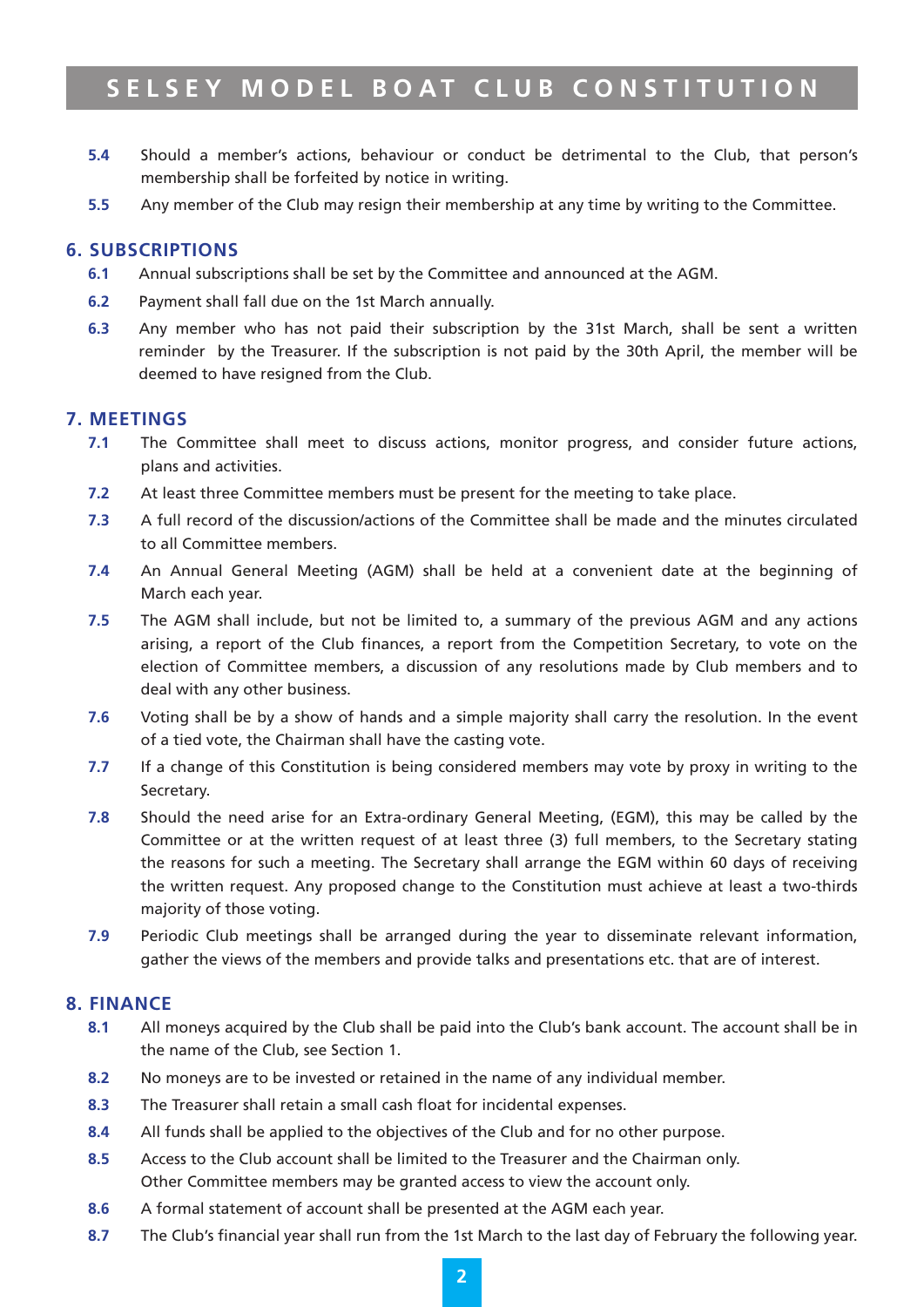**5.4** Should a member's actions, behaviour or conduct be detrimental to the Club, that person's membership shall be forfeited by notice in writing.

**5.5** Any member of the Club may resign their membership at any time by writing to the Committee.

## 6. SUBSCRIPTIONS

**6.1** Annual subscriptions shall be set by the Committee and announced at the AGM.

**6.2** Payment shall fall due on the 1st March annually.

**6.3** Any member who has not paid their subscription by the 31st March, shall be sent a written reminder by the Treasurer. If the subscription is not paid by the 30th April, the member will be deemed to have resigned from the Club.

## 7. MEETINGS

**7.1** The Committee shall meet to discuss actions, monitor progress, and consider future actions, plans and activities.

**7.2** At least three Committee members must be present for the meeting to take place.

**7.3** A full record of the discussion/actions of the Committee shall be made and the minutes circulated to all Committee members.

**7.4** An Annual General Meeting (AGM) shall be held at a convenient date at the beginning of March each year.

**7.5** The AGM shall include, but not be limited to, a summary of the previous AGM and any actions arising, a report of the Club finances, a report from the Competition Secretary, to vote on the election of Committee members, a discussion of any resolutions made by Club members and to deal with any other business.

**7.6** Voting shall be by a show of hands and a simple majority shall carry the resolution. In the event of a tied vote, the Chairman shall have the casting vote.

**7.7** If a change of this Constitution is being considered members may vote by proxy in writing to the Secretary.

**7.8** Should the need arise for an Extra-ordinary General Meeting, (EGM), this may be called by the Committee or at the written request of at least three (3) full members, to the Secretary stating the reasons for such a meeting. The Secretary shall arrange the EGM within 60 days of receiving the written request. Any proposed change to the Constitution must achieve at least a two-thirds majority of those voting.

**7.9** Periodic Club meetings shall be arranged during the year to disseminate relevant information, gather the views of the members and provide talks and presentations etc. that are of interest.

## 8. FINANCE

**8.1** All moneys acquired by the Club shall be paid into the Club's bank account. The account shall be in the name of the Club, see Section 1.

**8.2** No moneys are to be invested or retained in the name of any individual member.

**8.3** The Treasurer shall retain a small cash float for incidental expenses.

**8.4** All funds shall be applied to the objectives of the Club and for no other purpose.

**8.5** Access to the Club account shall be limited to the Treasurer and the Chairman only.
Other Committee members may be granted access to view the account only.

**8.6** A formal statement of account shall be presented at the AGM each year.

**8.7** The Club's financial year shall run from the 1st March to the last day of February the following year.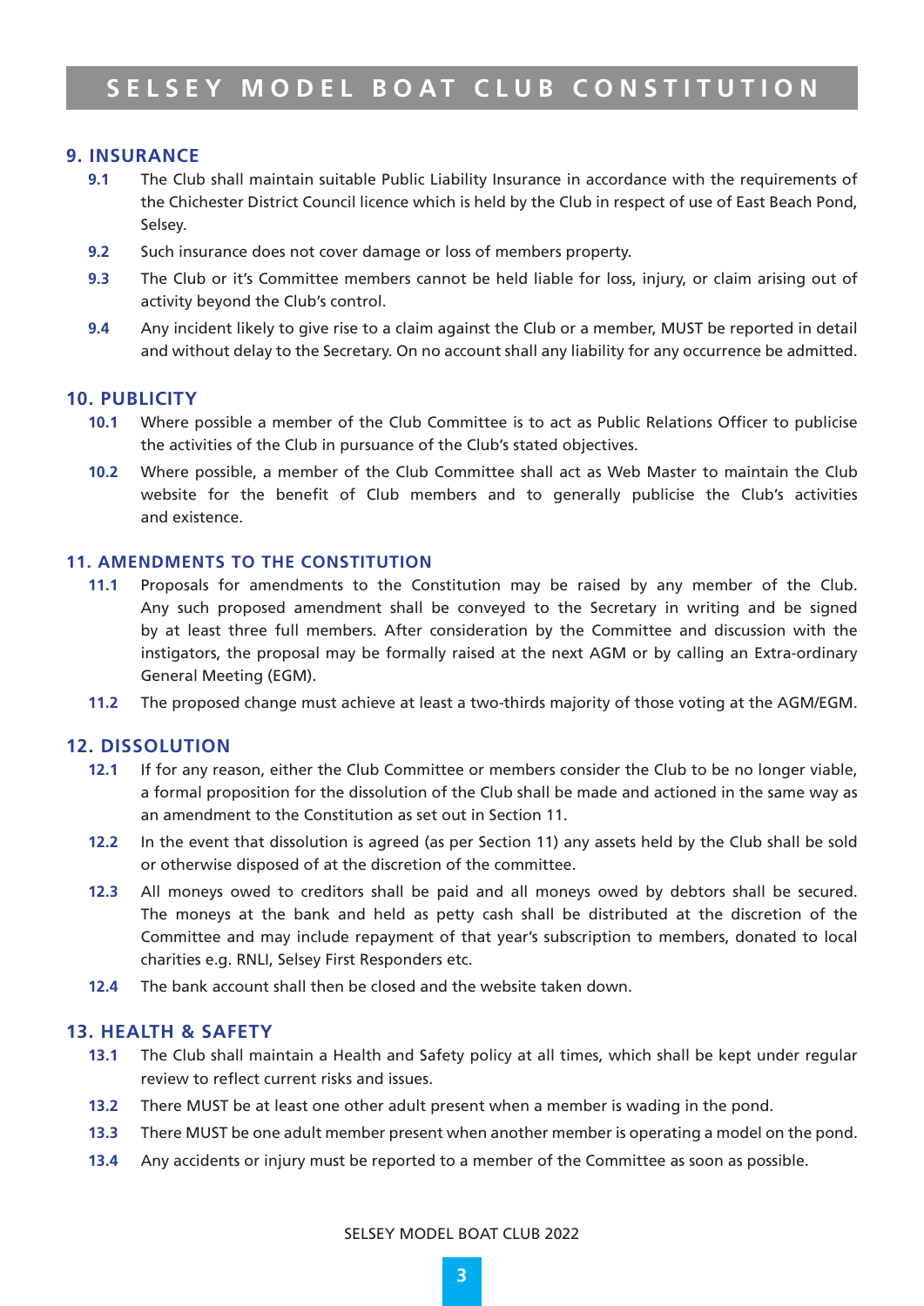## 9. INSURANCE

**9.1** The Club shall maintain suitable Public Liability Insurance in accordance with the requirements of the Chichester District Council licence which is held by the Club in respect of use of East Beach Pond, Selsey.

**9.2** Such insurance does not cover damage or loss of members property.

**9.3** The Club or it's Committee members cannot be held liable for loss, injury, or claim arising out of activity beyond the Club's control.

**9.4** Any incident likely to give rise to a claim against the Club or a member, MUST be reported in detail and without delay to the Secretary. On no account shall any liability for any occurrence be admitted.

## 10. PUBLICITY

**10.1** Where possible a member of the Club Committee is to act as Public Relations Officer to publicise the activities of the Club in pursuance of the Club's stated objectives.

**10.2** Where possible, a member of the Club Committee shall act as Web Master to maintain the Club website for the benefit of Club members and to generally publicise the Club's activities and existence.

## 11. AMENDMENTS TO THE CONSTITUTION

**11.1** Proposals for amendments to the Constitution may be raised by any member of the Club. Any such proposed amendment shall be conveyed to the Secretary in writing and be signed by at least three full members. After consideration by the Committee and discussion with the instigators, the proposal may be formally raised at the next AGM or by calling an Extra-ordinary General Meeting (EGM).

**11.2** The proposed change must achieve at least a two-thirds majority of those voting at the AGM/EGM.

## 12. DISSOLUTION

**12.1** If for any reason, either the Club Committee or members consider the Club to be no longer viable, a formal proposition for the dissolution of the Club shall be made and actioned in the same way as an amendment to the Constitution as set out in Section 11.

**12.2** In the event that dissolution is agreed (as per Section 11) any assets held by the Club shall be sold or otherwise disposed of at the discretion of the committee.

**12.3** All moneys owed to creditors shall be paid and all moneys owed by debtors shall be secured. The moneys at the bank and held as petty cash shall be distributed at the discretion of the Committee and may include repayment of that year's subscription to members, donated to local charities e.g. RNLI, Selsey First Responders etc.

**12.4** The bank account shall then be closed and the website taken down.

## 13. HEALTH & SAFETY

**13.1** The Club shall maintain a Health and Safety policy at all times, which shall be kept under regular review to reflect current risks and issues.

**13.2** There MUST be at least one other adult present when a member is wading in the pond.

**13.3** There MUST be one adult member present when another member is operating a model on the pond.

**13.4** Any accidents or injury must be reported to a member of the Committee as soon as possible.